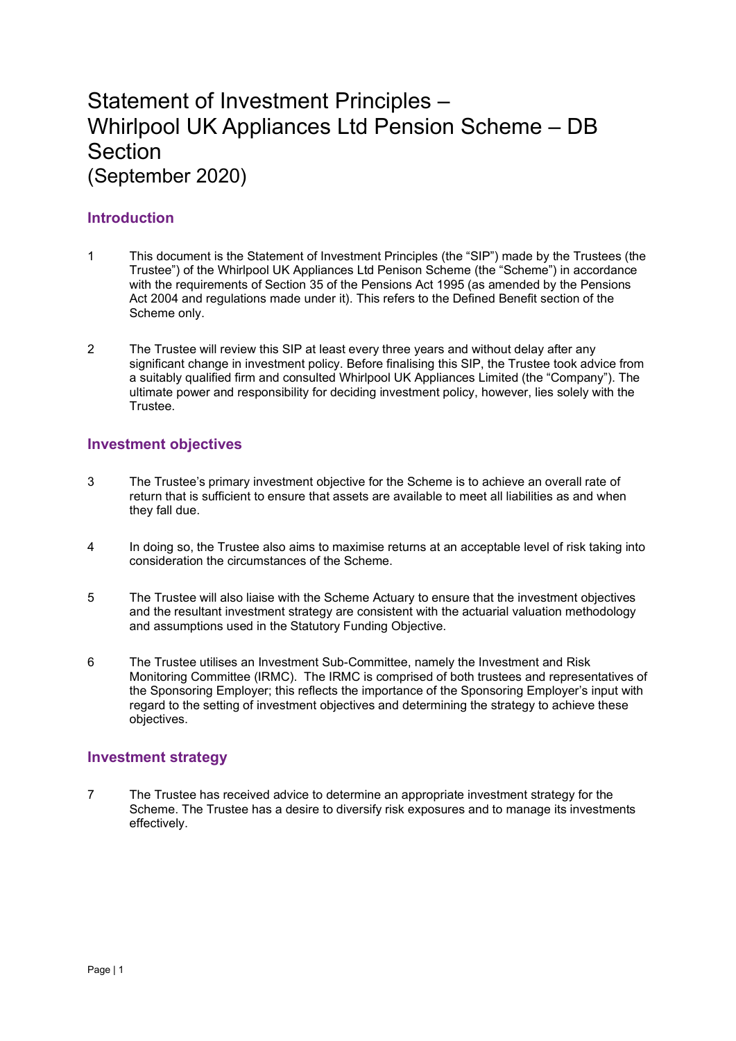# Statement of Investment Principles – Whirlpool UK Appliances Ltd Pension Scheme – DB Section (September 2020)

## Introduction

1 This document is the Statement of Investment Principles (the "SIP") made by the Trustees (the Trustee") of the Whirlpool UK Appliances Ltd Penison Scheme (the "Scheme") in accordance with the requirements of Section 35 of the Pensions Act 1995 (as amended by the Pensions Act 2004 and regulations made under it). This refers to the Defined Benefit section of the Scheme only.

2 The Trustee will review this SIP at least every three years and without delay after any significant change in investment policy. Before finalising this SIP, the Trustee took advice from a suitably qualified firm and consulted Whirlpool UK Appliances Limited (the "Company"). The ultimate power and responsibility for deciding investment policy, however, lies solely with the Trustee.

## Investment objectives

3 The Trustee's primary investment objective for the Scheme is to achieve an overall rate of return that is sufficient to ensure that assets are available to meet all liabilities as and when they fall due.

4 In doing so, the Trustee also aims to maximise returns at an acceptable level of risk taking into consideration the circumstances of the Scheme.

5 The Trustee will also liaise with the Scheme Actuary to ensure that the investment objectives and the resultant investment strategy are consistent with the actuarial valuation methodology and assumptions used in the Statutory Funding Objective.

6 The Trustee utilises an Investment Sub-Committee, namely the Investment and Risk Monitoring Committee (IRMC). The IRMC is comprised of both trustees and representatives of the Sponsoring Employer; this reflects the importance of the Sponsoring Employer's input with regard to the setting of investment objectives and determining the strategy to achieve these objectives.

## Investment strategy

7 The Trustee has received advice to determine an appropriate investment strategy for the Scheme. The Trustee has a desire to diversify risk exposures and to manage its investments effectively.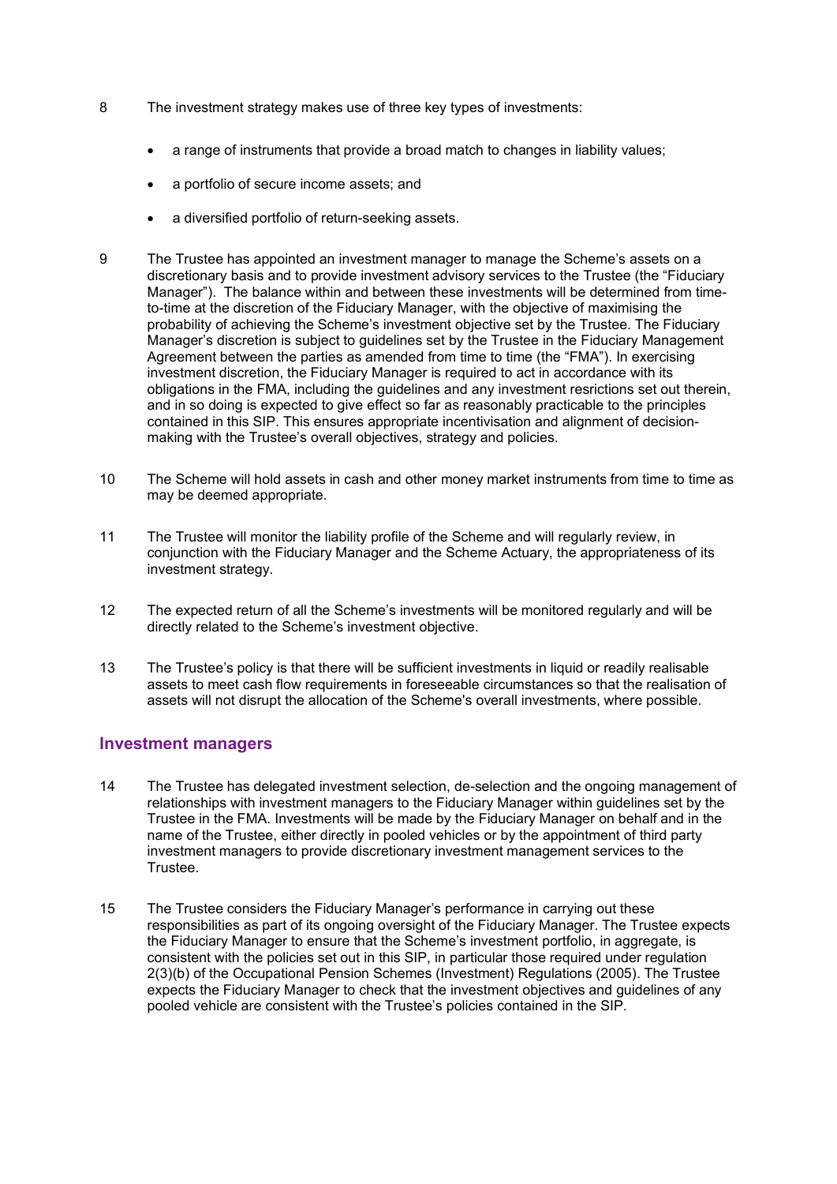8 The investment strategy makes use of three key types of investments:

- a range of instruments that provide a broad match to changes in liability values;
- a portfolio of secure income assets; and
- a diversified portfolio of return-seeking assets.

9 The Trustee has appointed an investment manager to manage the Scheme's assets on a discretionary basis and to provide investment advisory services to the Trustee (the "Fiduciary Manager"). The balance within and between these investments will be determined from time-to-time at the discretion of the Fiduciary Manager, with the objective of maximising the probability of achieving the Scheme's investment objective set by the Trustee. The Fiduciary Manager's discretion is subject to guidelines set by the Trustee in the Fiduciary Management Agreement between the parties as amended from time to time (the "FMA"). In exercising investment discretion, the Fiduciary Manager is required to act in accordance with its obligations in the FMA, including the guidelines and any investment resrictions set out therein, and in so doing is expected to give effect so far as reasonably practicable to the principles contained in this SIP. This ensures appropriate incentivisation and alignment of decision-making with the Trustee's overall objectives, strategy and policies.

10 The Scheme will hold assets in cash and other money market instruments from time to time as may be deemed appropriate.

11 The Trustee will monitor the liability profile of the Scheme and will regularly review, in conjunction with the Fiduciary Manager and the Scheme Actuary, the appropriateness of its investment strategy.

12 The expected return of all the Scheme's investments will be monitored regularly and will be directly related to the Scheme's investment objective.

13 The Trustee's policy is that there will be sufficient investments in liquid or readily realisable assets to meet cash flow requirements in foreseeable circumstances so that the realisation of assets will not disrupt the allocation of the Scheme's overall investments, where possible.

## Investment managers

14 The Trustee has delegated investment selection, de-selection and the ongoing management of relationships with investment managers to the Fiduciary Manager within guidelines set by the Trustee in the FMA. Investments will be made by the Fiduciary Manager on behalf and in the name of the Trustee, either directly in pooled vehicles or by the appointment of third party investment managers to provide discretionary investment management services to the Trustee.

15 The Trustee considers the Fiduciary Manager's performance in carrying out these responsibilities as part of its ongoing oversight of the Fiduciary Manager. The Trustee expects the Fiduciary Manager to ensure that the Scheme's investment portfolio, in aggregate, is consistent with the policies set out in this SIP, in particular those required under regulation 2(3)(b) of the Occupational Pension Schemes (Investment) Regulations (2005). The Trustee expects the Fiduciary Manager to check that the investment objectives and guidelines of any pooled vehicle are consistent with the Trustee's policies contained in the SIP.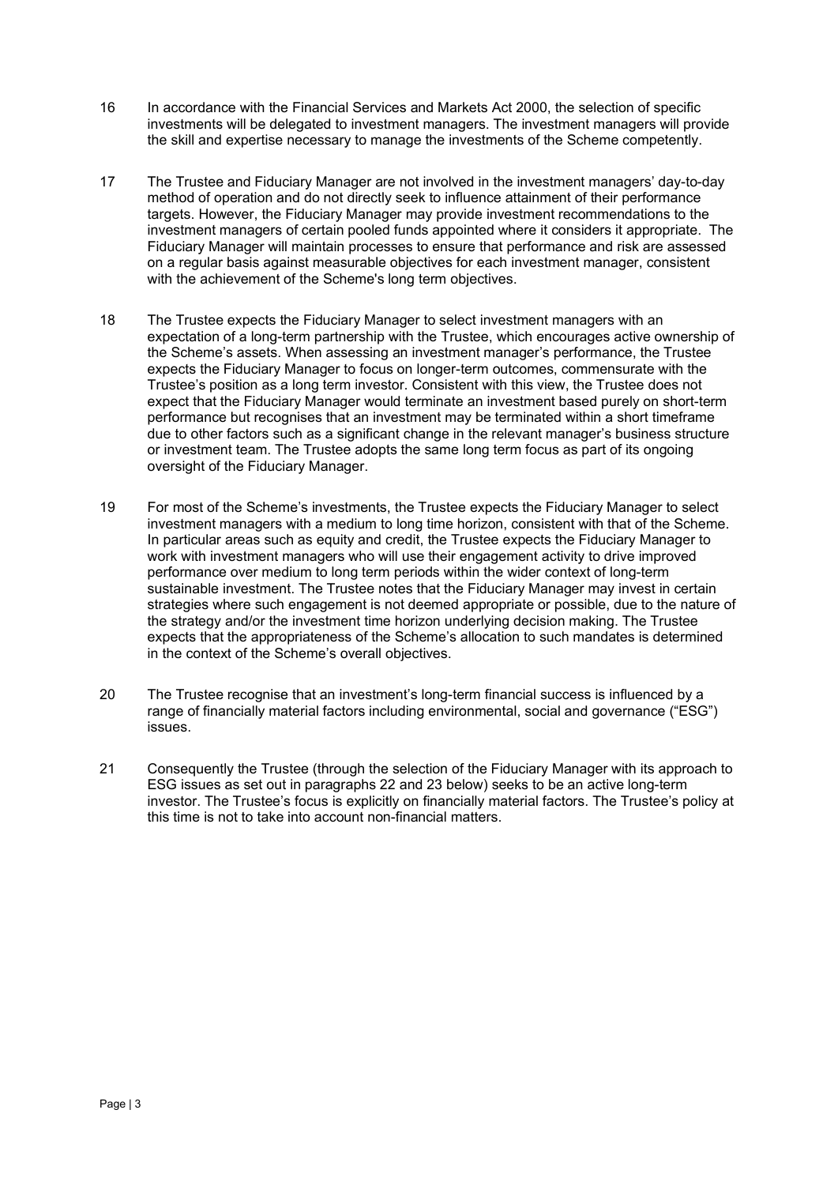16 In accordance with the Financial Services and Markets Act 2000, the selection of specific investments will be delegated to investment managers. The investment managers will provide the skill and expertise necessary to manage the investments of the Scheme competently.

17 The Trustee and Fiduciary Manager are not involved in the investment managers' day-to-day method of operation and do not directly seek to influence attainment of their performance targets. However, the Fiduciary Manager may provide investment recommendations to the investment managers of certain pooled funds appointed where it considers it appropriate. The Fiduciary Manager will maintain processes to ensure that performance and risk are assessed on a regular basis against measurable objectives for each investment manager, consistent with the achievement of the Scheme's long term objectives.

18 The Trustee expects the Fiduciary Manager to select investment managers with an expectation of a long-term partnership with the Trustee, which encourages active ownership of the Scheme's assets. When assessing an investment manager's performance, the Trustee expects the Fiduciary Manager to focus on longer-term outcomes, commensurate with the Trustee's position as a long term investor. Consistent with this view, the Trustee does not expect that the Fiduciary Manager would terminate an investment based purely on short-term performance but recognises that an investment may be terminated within a short timeframe due to other factors such as a significant change in the relevant manager's business structure or investment team. The Trustee adopts the same long term focus as part of its ongoing oversight of the Fiduciary Manager.

19 For most of the Scheme's investments, the Trustee expects the Fiduciary Manager to select investment managers with a medium to long time horizon, consistent with that of the Scheme. In particular areas such as equity and credit, the Trustee expects the Fiduciary Manager to work with investment managers who will use their engagement activity to drive improved performance over medium to long term periods within the wider context of long-term sustainable investment. The Trustee notes that the Fiduciary Manager may invest in certain strategies where such engagement is not deemed appropriate or possible, due to the nature of the strategy and/or the investment time horizon underlying decision making. The Trustee expects that the appropriateness of the Scheme's allocation to such mandates is determined in the context of the Scheme's overall objectives.

20 The Trustee recognise that an investment's long-term financial success is influenced by a range of financially material factors including environmental, social and governance ("ESG") issues.

21 Consequently the Trustee (through the selection of the Fiduciary Manager with its approach to ESG issues as set out in paragraphs 22 and 23 below) seeks to be an active long-term investor. The Trustee's focus is explicitly on financially material factors. The Trustee's policy at this time is not to take into account non-financial matters.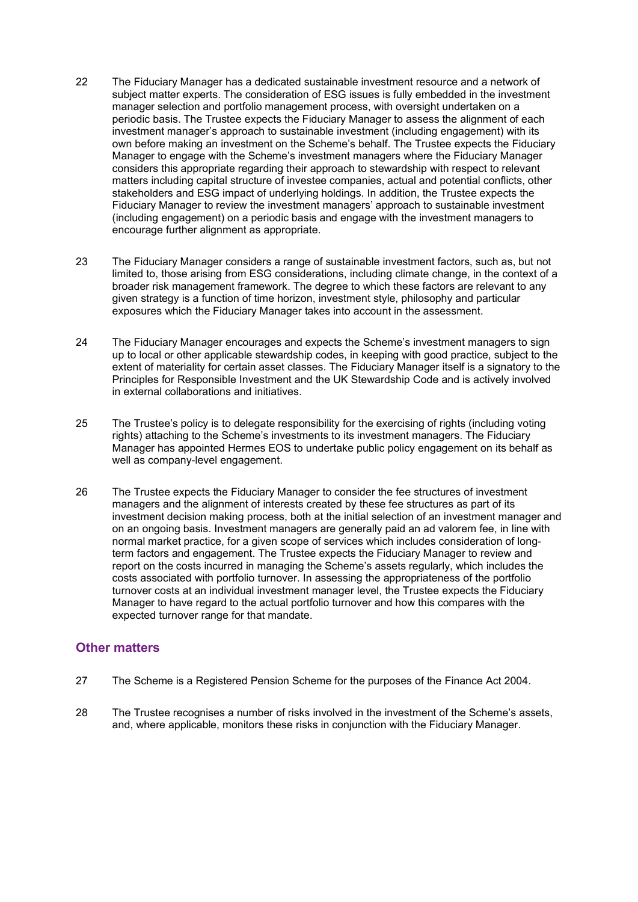22 The Fiduciary Manager has a dedicated sustainable investment resource and a network of subject matter experts. The consideration of ESG issues is fully embedded in the investment manager selection and portfolio management process, with oversight undertaken on a periodic basis. The Trustee expects the Fiduciary Manager to assess the alignment of each investment manager's approach to sustainable investment (including engagement) with its own before making an investment on the Scheme's behalf. The Trustee expects the Fiduciary Manager to engage with the Scheme's investment managers where the Fiduciary Manager considers this appropriate regarding their approach to stewardship with respect to relevant matters including capital structure of investee companies, actual and potential conflicts, other stakeholders and ESG impact of underlying holdings. In addition, the Trustee expects the Fiduciary Manager to review the investment managers' approach to sustainable investment (including engagement) on a periodic basis and engage with the investment managers to encourage further alignment as appropriate.

23 The Fiduciary Manager considers a range of sustainable investment factors, such as, but not limited to, those arising from ESG considerations, including climate change, in the context of a broader risk management framework. The degree to which these factors are relevant to any given strategy is a function of time horizon, investment style, philosophy and particular exposures which the Fiduciary Manager takes into account in the assessment.

24 The Fiduciary Manager encourages and expects the Scheme's investment managers to sign up to local or other applicable stewardship codes, in keeping with good practice, subject to the extent of materiality for certain asset classes. The Fiduciary Manager itself is a signatory to the Principles for Responsible Investment and the UK Stewardship Code and is actively involved in external collaborations and initiatives.

25 The Trustee's policy is to delegate responsibility for the exercising of rights (including voting rights) attaching to the Scheme's investments to its investment managers. The Fiduciary Manager has appointed Hermes EOS to undertake public policy engagement on its behalf as well as company-level engagement.

26 The Trustee expects the Fiduciary Manager to consider the fee structures of investment managers and the alignment of interests created by these fee structures as part of its investment decision making process, both at the initial selection of an investment manager and on an ongoing basis. Investment managers are generally paid an ad valorem fee, in line with normal market practice, for a given scope of services which includes consideration of long-term factors and engagement. The Trustee expects the Fiduciary Manager to review and report on the costs incurred in managing the Scheme's assets regularly, which includes the costs associated with portfolio turnover. In assessing the appropriateness of the portfolio turnover costs at an individual investment manager level, the Trustee expects the Fiduciary Manager to have regard to the actual portfolio turnover and how this compares with the expected turnover range for that mandate.

## Other matters

27 The Scheme is a Registered Pension Scheme for the purposes of the Finance Act 2004.

28 The Trustee recognises a number of risks involved in the investment of the Scheme's assets, and, where applicable, monitors these risks in conjunction with the Fiduciary Manager.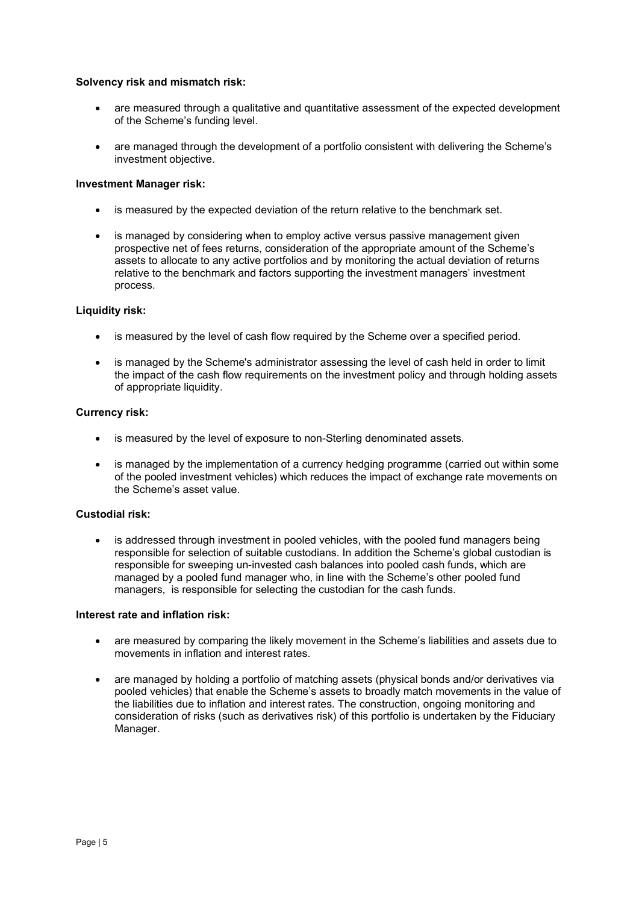**Solvency risk and mismatch risk:**

- are measured through a qualitative and quantitative assessment of the expected development of the Scheme's funding level.
- are managed through the development of a portfolio consistent with delivering the Scheme's investment objective.

**Investment Manager risk:**

- is measured by the expected deviation of the return relative to the benchmark set.
- is managed by considering when to employ active versus passive management given prospective net of fees returns, consideration of the appropriate amount of the Scheme's assets to allocate to any active portfolios and by monitoring the actual deviation of returns relative to the benchmark and factors supporting the investment managers' investment process.

**Liquidity risk:**

- is measured by the level of cash flow required by the Scheme over a specified period.
- is managed by the Scheme's administrator assessing the level of cash held in order to limit the impact of the cash flow requirements on the investment policy and through holding assets of appropriate liquidity.

**Currency risk:**

- is measured by the level of exposure to non-Sterling denominated assets.
- is managed by the implementation of a currency hedging programme (carried out within some of the pooled investment vehicles) which reduces the impact of exchange rate movements on the Scheme's asset value.

**Custodial risk:**

- is addressed through investment in pooled vehicles, with the pooled fund managers being responsible for selection of suitable custodians. In addition the Scheme's global custodian is responsible for sweeping un-invested cash balances into pooled cash funds, which are managed by a pooled fund manager who, in line with the Scheme's other pooled fund managers, is responsible for selecting the custodian for the cash funds.

**Interest rate and inflation risk:**

- are measured by comparing the likely movement in the Scheme's liabilities and assets due to movements in inflation and interest rates.
- are managed by holding a portfolio of matching assets (physical bonds and/or derivatives via pooled vehicles) that enable the Scheme's assets to broadly match movements in the value of the liabilities due to inflation and interest rates. The construction, ongoing monitoring and consideration of risks (such as derivatives risk) of this portfolio is undertaken by the Fiduciary Manager.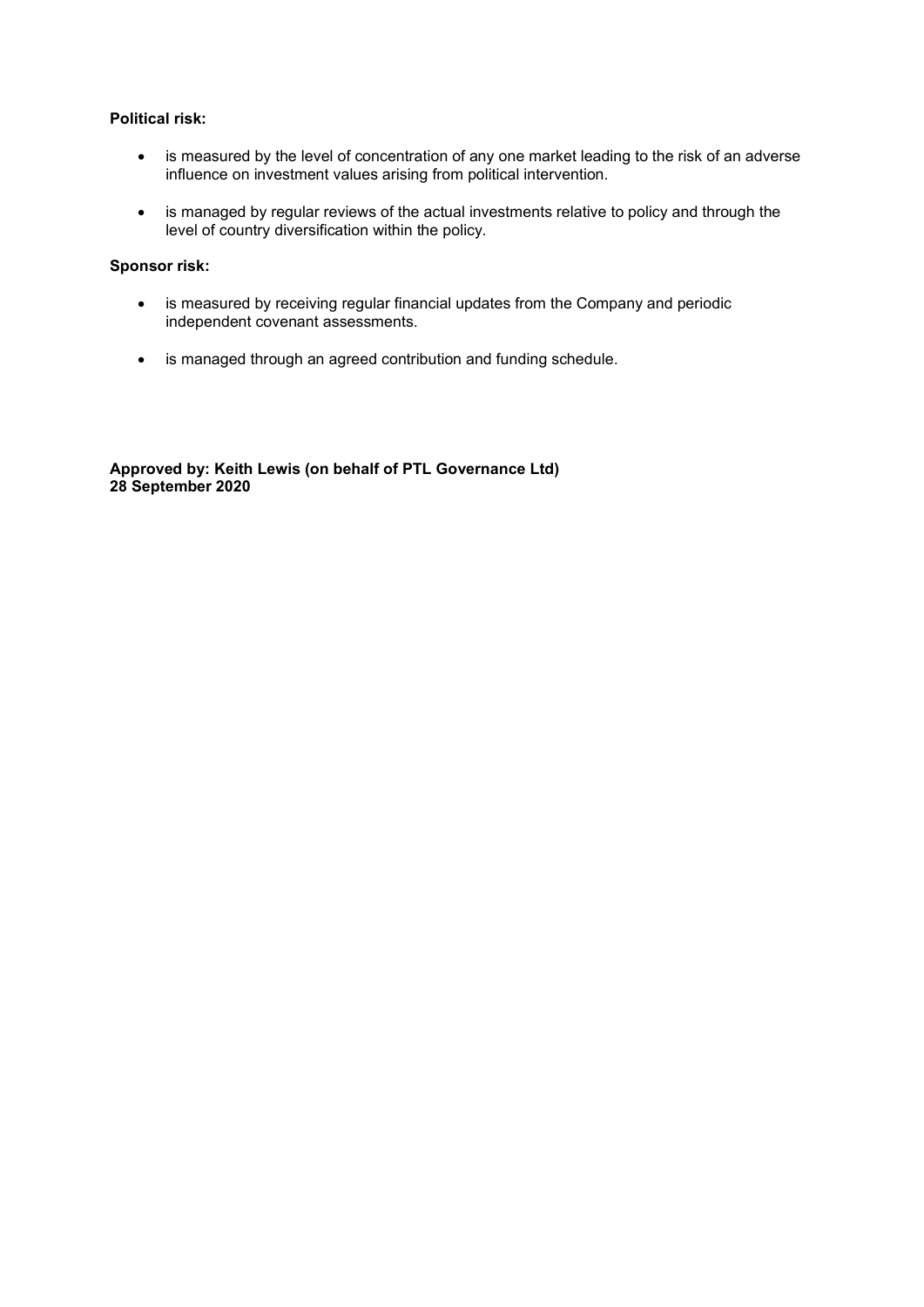**Political risk:**

- is measured by the level of concentration of any one market leading to the risk of an adverse influence on investment values arising from political intervention.
- is managed by regular reviews of the actual investments relative to policy and through the level of country diversification within the policy.

**Sponsor risk:**

- is measured by receiving regular financial updates from the Company and periodic independent covenant assessments.
- is managed through an agreed contribution and funding schedule.

**Approved by: Keith Lewis (on behalf of PTL Governance Ltd)**
**28 September 2020**